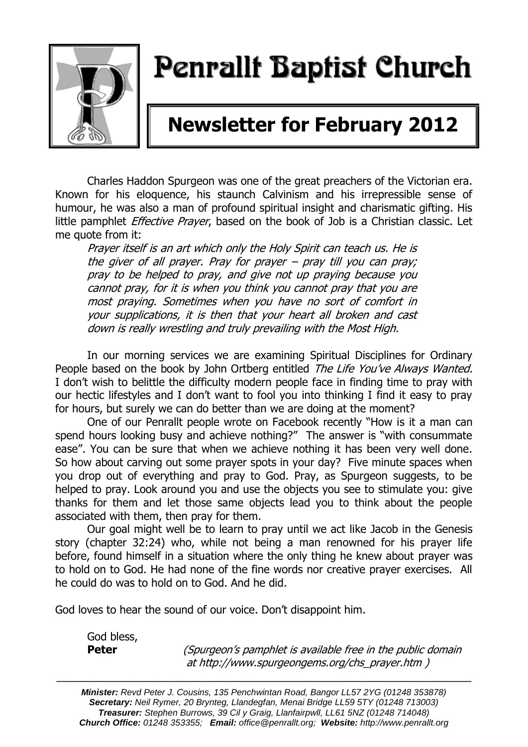# Penrallt Baptist Church

## Newsletter for February 2012

Charles Haddon Spurgeon was one of the great preachers of the Victorian era. Known for his eloquence, his staunch Calvinism and his irrepressible sense of humour, he was also a man of profound spiritual insight and charismatic gifting. His little pamphlet *Effective Prayer*, based on the book of Job is a Christian classic. Let me quote from it:

> *Prayer itself is an art which only the Holy Spirit can teach us. He is the giver of all prayer. Pray for prayer – pray till you can pray; pray to be helped to pray, and give not up praying because you cannot pray, for it is when you think you cannot pray that you are most praying. Sometimes when you have no sort of comfort in your supplications, it is then that your heart all broken and cast down is really wrestling and truly prevailing with the Most High.*

In our morning services we are examining Spiritual Disciplines for Ordinary People based on the book by John Ortberg entitled *The Life You've Always Wanted.* I don't wish to belittle the difficulty modern people face in finding time to pray with our hectic lifestyles and I don't want to fool you into thinking I find it easy to pray for hours, but surely we can do better than we are doing at the moment?

One of our Penrallt people wrote on Facebook recently "How is it a man can spend hours looking busy and achieve nothing?" The answer is "with consummate ease". You can be sure that when we achieve nothing it has been very well done. So how about carving out some prayer spots in your day? Five minute spaces when you drop out of everything and pray to God. Pray, as Spurgeon suggests, to be helped to pray. Look around you and use the objects you see to stimulate you: give thanks for them and let those same objects lead you to think about the people associated with them, then pray for them.

Our goal might well be to learn to pray until we act like Jacob in the Genesis story (chapter 32:24) who, while not being a man renowned for his prayer life before, found himself in a situation where the only thing he knew about prayer was to hold on to God. He had none of the fine words nor creative prayer exercises. All he could do was to hold on to God. And he did.

God loves to hear the sound of our voice. Don't disappoint him.

God bless,
**Peter**

*(Spurgeon's pamphlet is available free in the public domain at http://www.spurgeongems.org/chs_prayer.htm )*

---

***Minister:*** *Revd Peter J. Cousins, 135 Penchwintan Road, Bangor LL57 2YG (01248 353878)*
***Secretary:*** *Neil Rymer, 20 Brynteg, Llandegfan, Menai Bridge LL59 5TY (01248 713003)*
***Treasurer:*** *Stephen Burrows, 39 Cil y Graig, Llanfairpwll, LL61 5NZ (01248 714048)*
***Church Office:*** *01248 353355;* ***Email:*** *office@penrallt.org;* ***Website:*** *http://www.penrallt.org*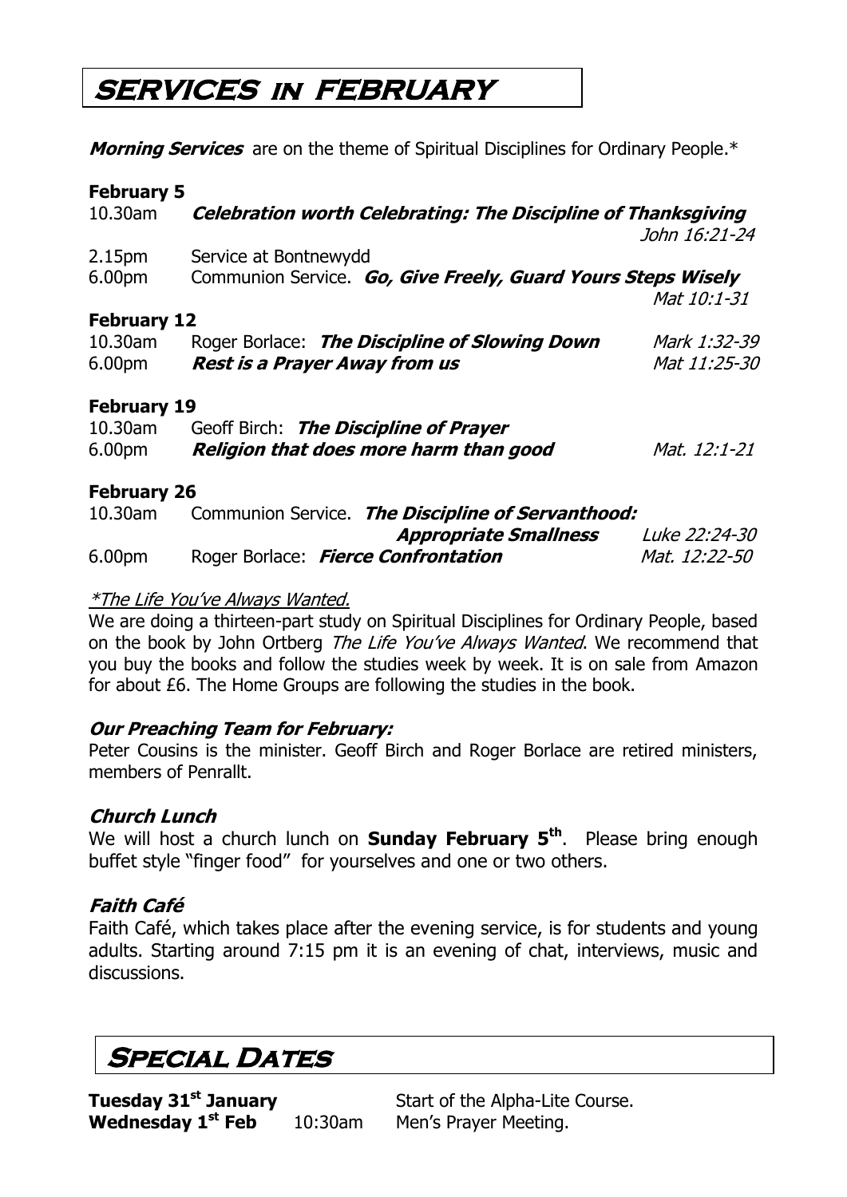# SERVICES IN FEBRUARY

***Morning Services*** are on the theme of Spiritual Disciplines for Ordinary People.*

### February 5

| | | |
|---|---|---|
| 10.30am | ***Celebration worth Celebrating: The Discipline of Thanksgiving*** | *John 16:21-24* |
| 2.15pm | Service at Bontnewydd | |
| 6.00pm | Communion Service. ***Go, Give Freely, Guard Yours Steps Wisely*** | *Mat 10:1-31* |

### February 12

| | | |
|---|---|---|
| 10.30am | Roger Borlace: ***The Discipline of Slowing Down*** | *Mark 1:32-39* |
| 6.00pm | ***Rest is a Prayer Away from us*** | *Mat 11:25-30* |

### February 19

| | | |
|---|---|---|
| 10.30am | Geoff Birch: ***The Discipline of Prayer*** | |
| 6.00pm | ***Religion that does more harm than good*** | *Mat. 12:1-21* |

### February 26

| | | |
|---|---|---|
| 10.30am | Communion Service. ***The Discipline of Servanthood: Appropriate Smallness*** | *Luke 22:24-30* |
| 6.00pm | Roger Borlace: ***Fierce Confrontation*** | *Mat. 12:22-50* |

*\*The Life You've Always Wanted.*

We are doing a thirteen-part study on Spiritual Disciplines for Ordinary People, based on the book by John Ortberg *The Life You've Always Wanted*. We recommend that you buy the books and follow the studies week by week. It is on sale from Amazon for about £6. The Home Groups are following the studies in the book.

### *Our Preaching Team for February:*

Peter Cousins is the minister. Geoff Birch and Roger Borlace are retired ministers, members of Penrallt.

### *Church Lunch*

We will host a church lunch on **Sunday February 5th**. Please bring enough buffet style "finger food" for yourselves and one or two others.

### *Faith Café*

Faith Café, which takes place after the evening service, is for students and young adults. Starting around 7:15 pm it is an evening of chat, interviews, music and discussions.

# SPECIAL DATES

| | | |
|---|---|---|
| **Tuesday 31st January** | | Start of the Alpha-Lite Course. |
| **Wednesday 1st Feb** | 10:30am | Men's Prayer Meeting. |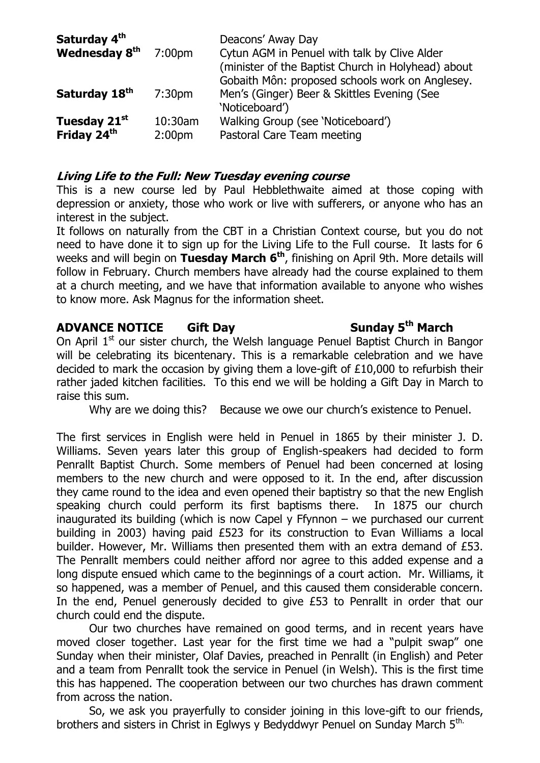| | | |
|---|---|---|
| **Saturday 4th** | | Deacons' Away Day |
| **Wednesday 8th** | 7:00pm | Cytun AGM in Penuel with talk by Clive Alder (minister of the Baptist Church in Holyhead) about Gobaith Môn: proposed schools work on Anglesey. |
| **Saturday 18th** | 7:30pm | Men's (Ginger) Beer & Skittles Evening (See 'Noticeboard') |
| **Tuesday 21st** | 10:30am | Walking Group (see 'Noticeboard') |
| **Friday 24th** | 2:00pm | Pastoral Care Team meeting |

### *Living Life to the Full: New Tuesday evening course*

This is a new course led by Paul Hebblethwaite aimed at those coping with depression or anxiety, those who work or live with sufferers, or anyone who has an interest in the subject.

It follows on naturally from the CBT in a Christian Context course, but you do not need to have done it to sign up for the Living Life to the Full course. It lasts for 6 weeks and will begin on **Tuesday March 6th**, finishing on April 9th. More details will follow in February. Church members have already had the course explained to them at a church meeting, and we have that information available to anyone who wishes to know more. Ask Magnus for the information sheet.

### ADVANCE NOTICE Gift Day Sunday 5th March

On April 1st our sister church, the Welsh language Penuel Baptist Church in Bangor will be celebrating its bicentenary. This is a remarkable celebration and we have decided to mark the occasion by giving them a love-gift of £10,000 to refurbish their rather jaded kitchen facilities. To this end we will be holding a Gift Day in March to raise this sum.

Why are we doing this? Because we owe our church's existence to Penuel.

The first services in English were held in Penuel in 1865 by their minister J. D. Williams. Seven years later this group of English-speakers had decided to form Penrallt Baptist Church. Some members of Penuel had been concerned at losing members to the new church and were opposed to it. In the end, after discussion they came round to the idea and even opened their baptistry so that the new English speaking church could perform its first baptisms there. In 1875 our church inaugurated its building (which is now Capel y Ffynnon – we purchased our current building in 2003) having paid £523 for its construction to Evan Williams a local builder. However, Mr. Williams then presented them with an extra demand of £53. The Penrallt members could neither afford nor agree to this added expense and a long dispute ensued which came to the beginnings of a court action. Mr. Williams, it so happened, was a member of Penuel, and this caused them considerable concern. In the end, Penuel generously decided to give £53 to Penrallt in order that our church could end the dispute.

Our two churches have remained on good terms, and in recent years have moved closer together. Last year for the first time we had a "pulpit swap" one Sunday when their minister, Olaf Davies, preached in Penrallt (in English) and Peter and a team from Penrallt took the service in Penuel (in Welsh). This is the first time this has happened. The cooperation between our two churches has drawn comment from across the nation.

So, we ask you prayerfully to consider joining in this love-gift to our friends, brothers and sisters in Christ in Eglwys y Bedyddwyr Penuel on Sunday March 5th.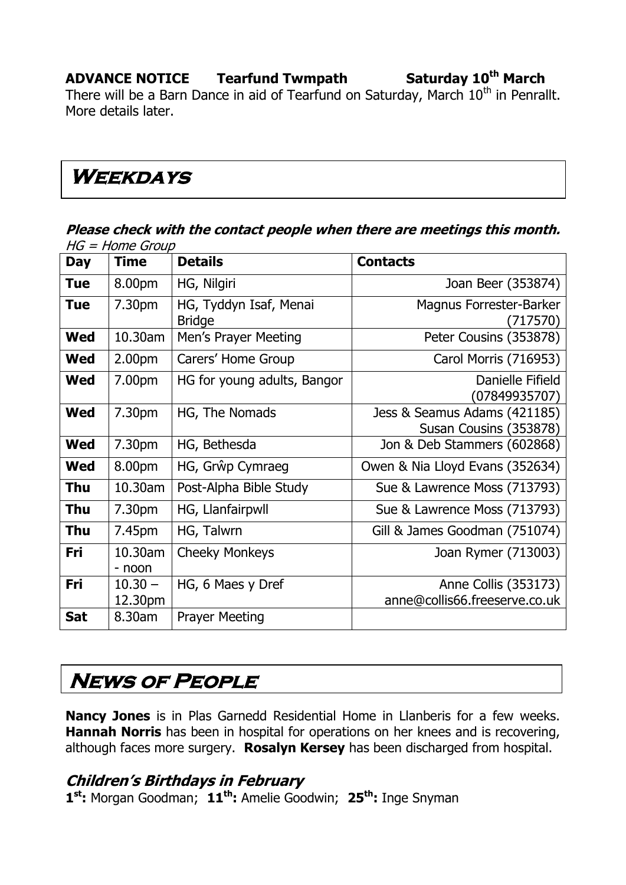**ADVANCE NOTICE  Tearfund Twmpath  Saturday 10th March**

There will be a Barn Dance in aid of Tearfund on Saturday, March 10th in Penrallt. More details later.

# Weekdays

***Please check with the contact people when there are meetings this month.***

*HG = Home Group*

| Day | Time | Details | Contacts |
|---|---|---|---|
| **Tue** | 8.00pm | HG, Nilgiri | Joan Beer (353874) |
| **Tue** | 7.30pm | HG, Tyddyn Isaf, Menai Bridge | Magnus Forrester-Barker (717570) |
| **Wed** | 10.30am | Men's Prayer Meeting | Peter Cousins (353878) |
| **Wed** | 2.00pm | Carers' Home Group | Carol Morris (716953) |
| **Wed** | 7.00pm | HG for young adults, Bangor | Danielle Fifield (07849935707) |
| **Wed** | 7.30pm | HG, The Nomads | Jess & Seamus Adams (421185) Susan Cousins (353878) |
| **Wed** | 7.30pm | HG, Bethesda | Jon & Deb Stammers (602868) |
| **Wed** | 8.00pm | HG, Grŵp Cymraeg | Owen & Nia Lloyd Evans (352634) |
| **Thu** | 10.30am | Post-Alpha Bible Study | Sue & Lawrence Moss (713793) |
| **Thu** | 7.30pm | HG, Llanfairpwll | Sue & Lawrence Moss (713793) |
| **Thu** | 7.45pm | HG, Talwrn | Gill & James Goodman (751074) |
| **Fri** | 10.30am - noon | Cheeky Monkeys | Joan Rymer (713003) |
| **Fri** | 10.30 – 12.30pm | HG, 6 Maes y Dref | Anne Collis (353173) anne@collis66.freeserve.co.uk |
| **Sat** | 8.30am | Prayer Meeting | |

# News of People

**Nancy Jones** is in Plas Garnedd Residential Home in Llanberis for a few weeks. **Hannah Norris** has been in hospital for operations on her knees and is recovering, although faces more surgery. **Rosalyn Kersey** has been discharged from hospital.

## *Children's Birthdays in February*

**1st:** Morgan Goodman; **11th:** Amelie Goodwin; **25th:** Inge Snyman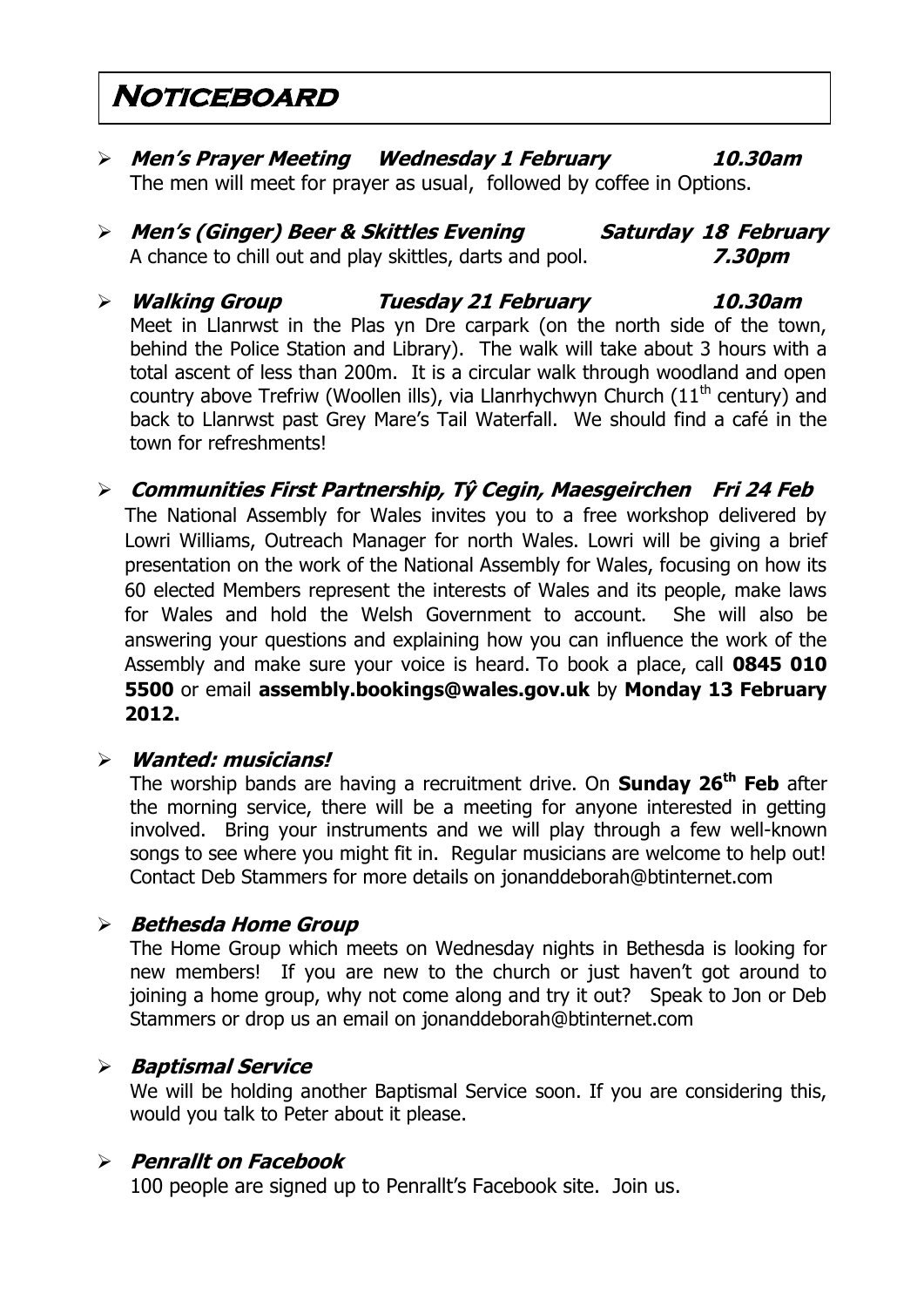# Noticeboard

- ***Men's Prayer Meeting   Wednesday 1 February   10.30am***
  The men will meet for prayer as usual, followed by coffee in Options.

- ***Men's (Ginger) Beer & Skittles Evening   Saturday 18 February***
  A chance to chill out and play skittles, darts and pool.   ***7.30pm***

- ***Walking Group   Tuesday 21 February   10.30am***
  Meet in Llanrwst in the Plas yn Dre carpark (on the north side of the town, behind the Police Station and Library). The walk will take about 3 hours with a total ascent of less than 200m. It is a circular walk through woodland and open country above Trefriw (Woollen ills), via Llanrhychwyn Church (11th century) and back to Llanrwst past Grey Mare's Tail Waterfall. We should find a café in the town for refreshments!

- ***Communities First Partnership, Tŷ Cegin, Maesgeirchen   Fri 24 Feb***
  The National Assembly for Wales invites you to a free workshop delivered by Lowri Williams, Outreach Manager for north Wales. Lowri will be giving a brief presentation on the work of the National Assembly for Wales, focusing on how its 60 elected Members represent the interests of Wales and its people, make laws for Wales and hold the Welsh Government to account. She will also be answering your questions and explaining how you can influence the work of the Assembly and make sure your voice is heard. To book a place, call **0845 010 5500** or email **assembly.bookings@wales.gov.uk** by **Monday 13 February 2012.**

- ***Wanted: musicians!***
  The worship bands are having a recruitment drive. On **Sunday 26th Feb** after the morning service, there will be a meeting for anyone interested in getting involved. Bring your instruments and we will play through a few well-known songs to see where you might fit in. Regular musicians are welcome to help out! Contact Deb Stammers for more details on jonanddeborah@btinternet.com

- ***Bethesda Home Group***
  The Home Group which meets on Wednesday nights in Bethesda is looking for new members! If you are new to the church or just haven't got around to joining a home group, why not come along and try it out? Speak to Jon or Deb Stammers or drop us an email on jonanddeborah@btinternet.com

- ***Baptismal Service***
  We will be holding another Baptismal Service soon. If you are considering this, would you talk to Peter about it please.

- ***Penrallt on Facebook***
  100 people are signed up to Penrallt's Facebook site. Join us.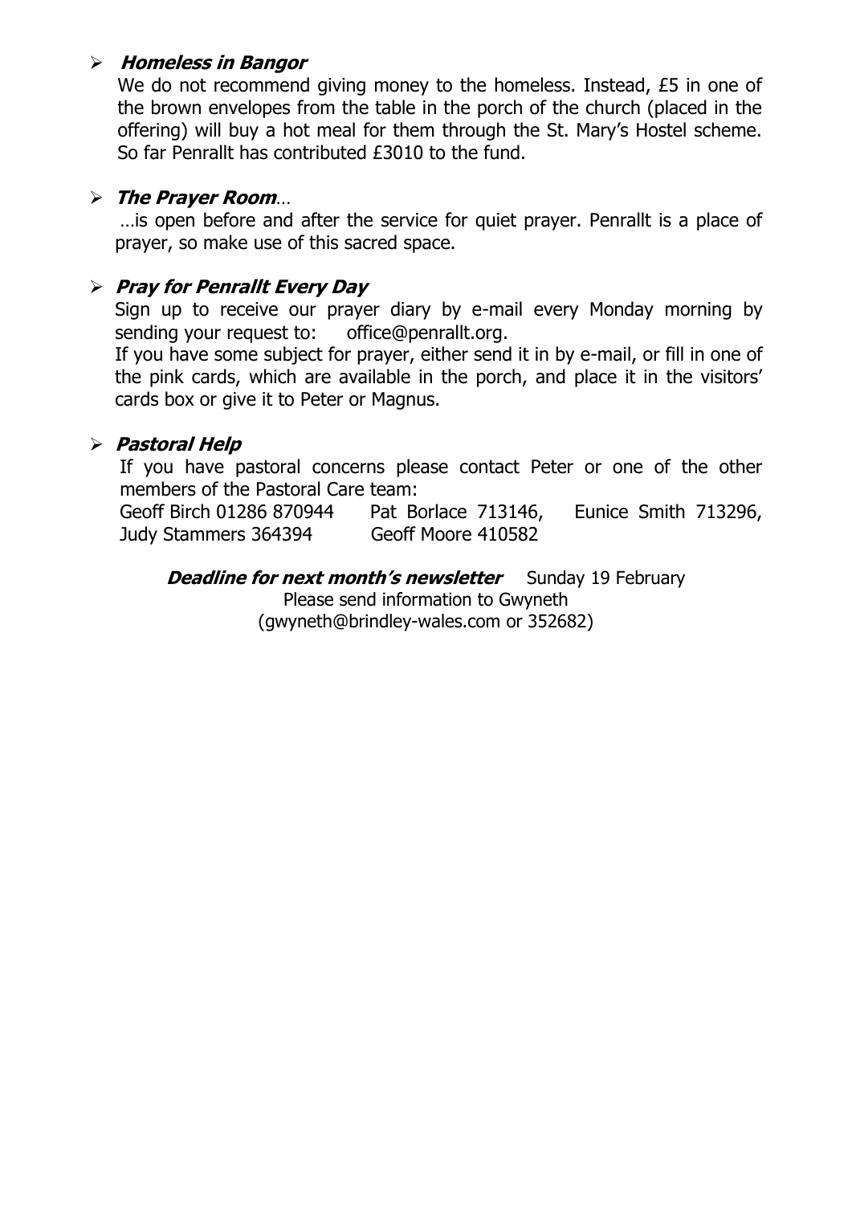- ***Homeless in Bangor***

  We do not recommend giving money to the homeless. Instead, £5 in one of the brown envelopes from the table in the porch of the church (placed in the offering) will buy a hot meal for them through the St. Mary's Hostel scheme. So far Penrallt has contributed £3010 to the fund.

- ***The Prayer Room***…

  …is open before and after the service for quiet prayer. Penrallt is a place of prayer, so make use of this sacred space.

- ***Pray for Penrallt Every Day***

  Sign up to receive our prayer diary by e-mail every Monday morning by sending your request to: office@penrallt.org.

  If you have some subject for prayer, either send it in by e-mail, or fill in one of the pink cards, which are available in the porch, and place it in the visitors' cards box or give it to Peter or Magnus.

- ***Pastoral Help***

  If you have pastoral concerns please contact Peter or one of the other members of the Pastoral Care team:

  Geoff Birch 01286 870944  Pat Borlace 713146,  Eunice Smith 713296,
  Judy Stammers 364394  Geoff Moore 410582

***Deadline for next month's newsletter*** Sunday 19 February

Please send information to Gwyneth
(gwyneth@brindley-wales.com or 352682)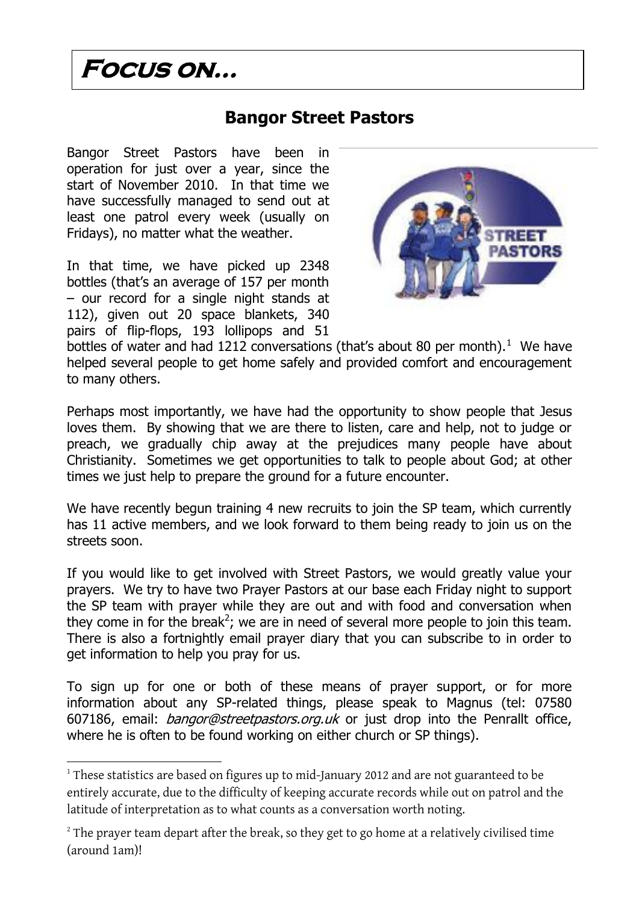# Focus on…

## Bangor Street Pastors

Bangor Street Pastors have been in operation for just over a year, since the start of November 2010. In that time we have successfully managed to send out at least one patrol every week (usually on Fridays), no matter what the weather.

In that time, we have picked up 2348 bottles (that's an average of 157 per month – our record for a single night stands at 112), given out 20 space blankets, 340 pairs of flip-flops, 193 lollipops and 51 bottles of water and had 1212 conversations (that's about 80 per month).[1] We have helped several people to get home safely and provided comfort and encouragement to many others.

Perhaps most importantly, we have had the opportunity to show people that Jesus loves them. By showing that we are there to listen, care and help, not to judge or preach, we gradually chip away at the prejudices many people have about Christianity. Sometimes we get opportunities to talk to people about God; at other times we just help to prepare the ground for a future encounter.

We have recently begun training 4 new recruits to join the SP team, which currently has 11 active members, and we look forward to them being ready to join us on the streets soon.

If you would like to get involved with Street Pastors, we would greatly value your prayers. We try to have two Prayer Pastors at our base each Friday night to support the SP team with prayer while they are out and with food and conversation when they come in for the break[2]; we are in need of several more people to join this team. There is also a fortnightly email prayer diary that you can subscribe to in order to get information to help you pray for us.

To sign up for one or both of these means of prayer support, or for more information about any SP-related things, please speak to Magnus (tel: 07580 607186, email: *bangor@streetpastors.org.uk* or just drop into the Penrallt office, where he is often to be found working on either church or SP things).

---

[1] These statistics are based on figures up to mid-January 2012 and are not guaranteed to be entirely accurate, due to the difficulty of keeping accurate records while out on patrol and the latitude of interpretation as to what counts as a conversation worth noting.

[2] The prayer team depart after the break, so they get to go home at a relatively civilised time (around 1am)!